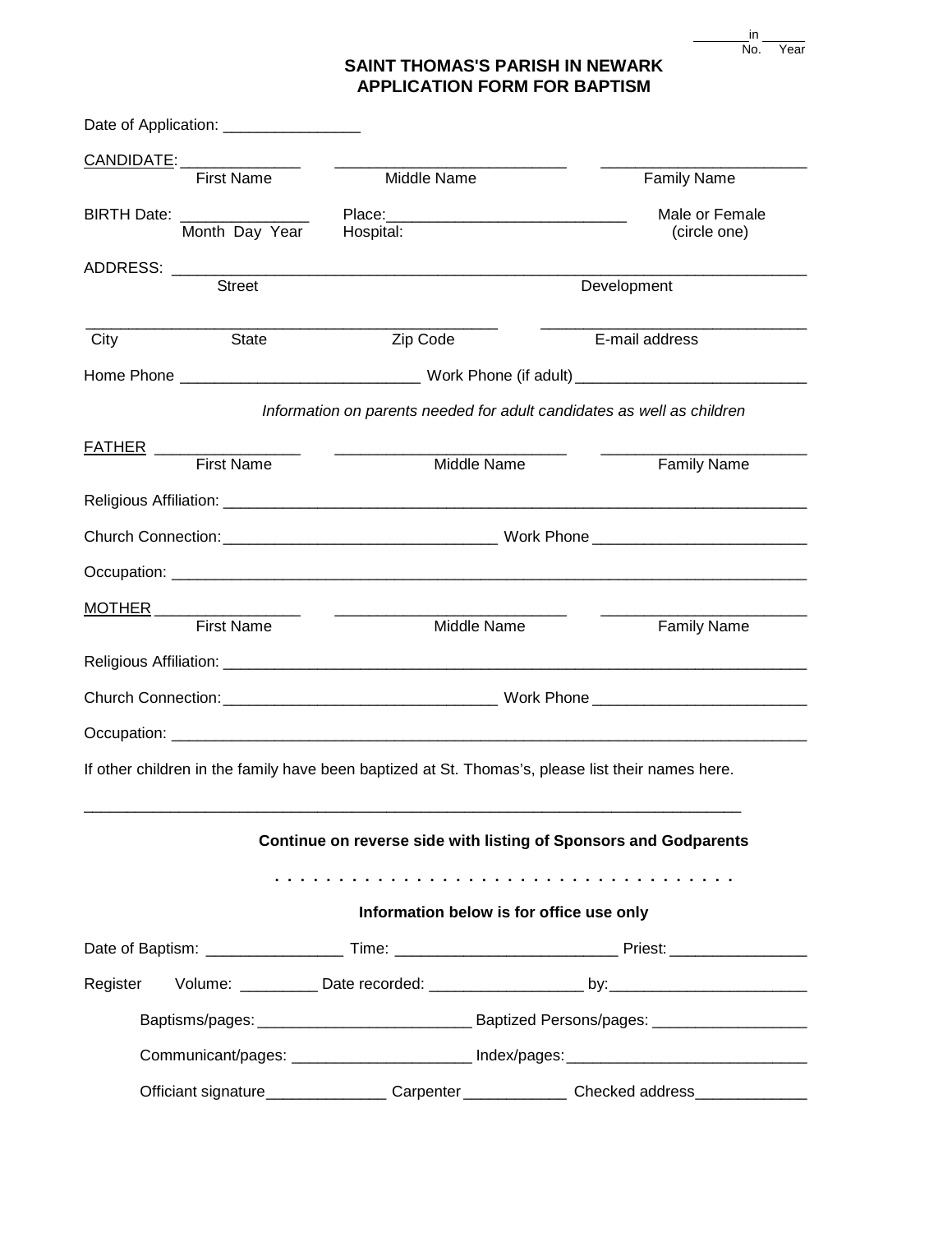________ in ______
No. Year

# SAINT THOMAS'S PARISH IN NEWARK
# APPLICATION FORM FOR BAPTISM

Date of Application: ________________

CANDIDATE: ______________ ______________________________ ________________________
First Name Middle Name Family Name

BIRTH Date: _______________ Place: ____________________________ Male or Female
Month Day Year Hospital: (circle one)

ADDRESS: ________________________________________________________________
Street Development

________________________________________________ ________________________
City State Zip Code E-mail address

Home Phone ____________________________ Work Phone (if adult) ____________________________

*Information on parents needed for adult candidates as well as children*

FATHER ________________ ______________________________ ________________________
First Name Middle Name Family Name

Religious Affiliation: ________________________________________________________________

Church Connection: ________________________________ Work Phone ________________________

Occupation: ________________________________________________________________

MOTHER ________________ ______________________________ ________________________
First Name Middle Name Family Name

Religious Affiliation: ________________________________________________________________

Church Connection: ________________________________ Work Phone ________________________

Occupation: ________________________________________________________________

If other children in the family have been baptized at St. Thomas's, please list their names here.

________________________________________________________________________________

**Continue on reverse side with listing of Sponsors and Godparents**

. . . . . . . . . . . . . . . . . . . . . . . . . . . . . . . . . . . . . .

**Information below is for office use only**

Date of Baptism: ________________ Time: __________________________ Priest: ________________

Register Volume: _________ Date recorded: __________________ by: ________________________

Baptisms/pages: __________________________ Baptized Persons/pages: __________________

Communicant/pages: ______________________ Index/pages: ____________________________

Officiant signature ______________ Carpenter ____________ Checked address _____________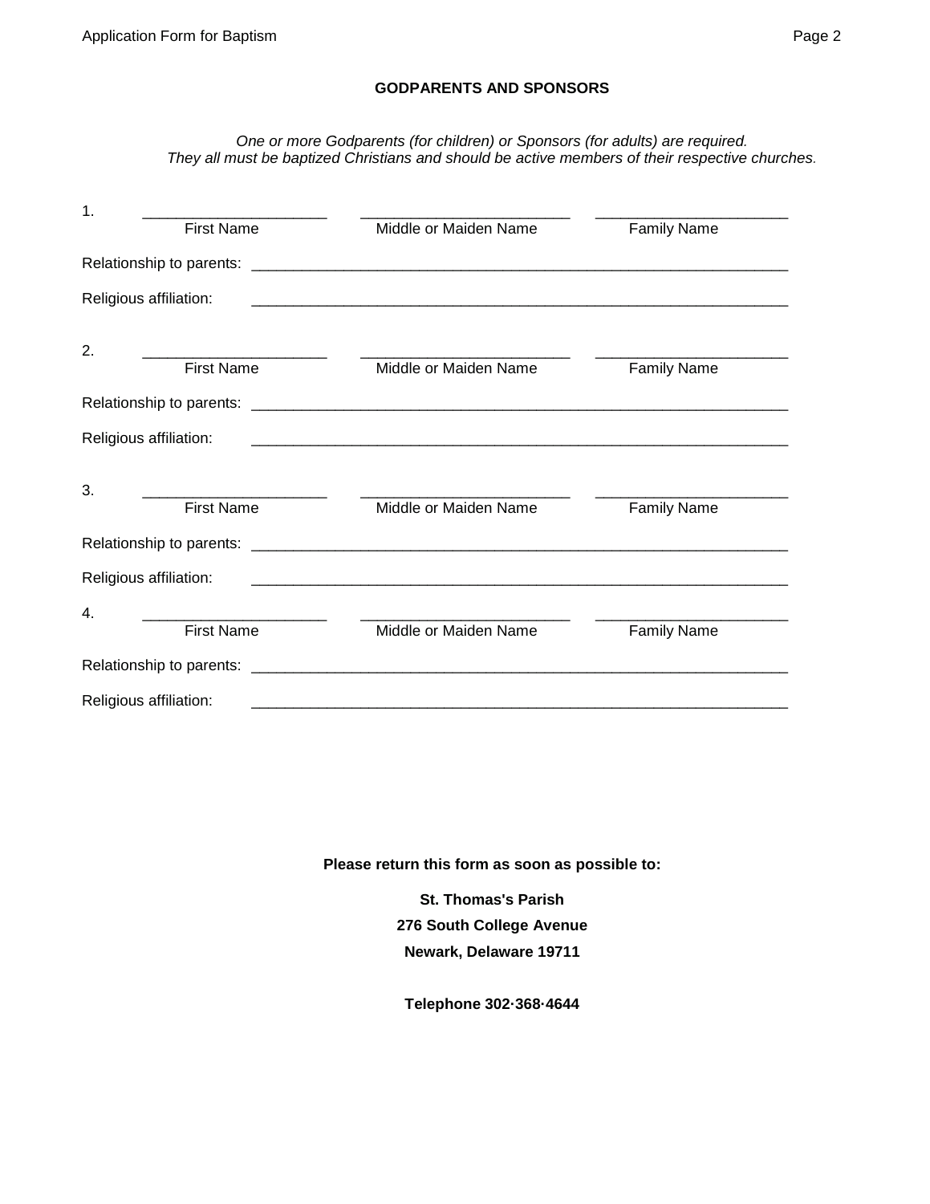## GODPARENTS AND SPONSORS

*One or more Godparents (for children) or Sponsors (for adults) are required.*
*They all must be baptized Christians and should be active members of their respective churches.*

1. \_\_\_\_\_\_\_\_\_\_\_\_\_\_\_\_\_\_\_\_\_ \_\_\_\_\_\_\_\_\_\_\_\_\_\_\_\_\_\_\_\_\_\_\_\_ \_\_\_\_\_\_\_\_\_\_\_\_\_\_\_\_\_\_\_\_\_\_
First Name    Middle or Maiden Name    Family Name

Relationship to parents: \_\_\_\_\_\_\_\_\_\_\_\_\_\_\_\_\_\_\_\_\_\_\_\_\_\_\_\_\_\_\_\_\_\_\_\_\_\_\_\_\_\_\_\_\_\_\_\_\_\_\_\_\_\_\_\_\_\_\_\_

Religious affiliation: \_\_\_\_\_\_\_\_\_\_\_\_\_\_\_\_\_\_\_\_\_\_\_\_\_\_\_\_\_\_\_\_\_\_\_\_\_\_\_\_\_\_\_\_\_\_\_\_\_\_\_\_\_\_\_\_\_\_\_\_

2. \_\_\_\_\_\_\_\_\_\_\_\_\_\_\_\_\_\_\_\_\_ \_\_\_\_\_\_\_\_\_\_\_\_\_\_\_\_\_\_\_\_\_\_\_\_ \_\_\_\_\_\_\_\_\_\_\_\_\_\_\_\_\_\_\_\_\_\_
First Name    Middle or Maiden Name    Family Name

Relationship to parents: \_\_\_\_\_\_\_\_\_\_\_\_\_\_\_\_\_\_\_\_\_\_\_\_\_\_\_\_\_\_\_\_\_\_\_\_\_\_\_\_\_\_\_\_\_\_\_\_\_\_\_\_\_\_\_\_\_\_\_\_

Religious affiliation: \_\_\_\_\_\_\_\_\_\_\_\_\_\_\_\_\_\_\_\_\_\_\_\_\_\_\_\_\_\_\_\_\_\_\_\_\_\_\_\_\_\_\_\_\_\_\_\_\_\_\_\_\_\_\_\_\_\_\_\_

3. \_\_\_\_\_\_\_\_\_\_\_\_\_\_\_\_\_\_\_\_\_ \_\_\_\_\_\_\_\_\_\_\_\_\_\_\_\_\_\_\_\_\_\_\_\_ \_\_\_\_\_\_\_\_\_\_\_\_\_\_\_\_\_\_\_\_\_\_
First Name    Middle or Maiden Name    Family Name

Relationship to parents: \_\_\_\_\_\_\_\_\_\_\_\_\_\_\_\_\_\_\_\_\_\_\_\_\_\_\_\_\_\_\_\_\_\_\_\_\_\_\_\_\_\_\_\_\_\_\_\_\_\_\_\_\_\_\_\_\_\_\_\_

Religious affiliation: \_\_\_\_\_\_\_\_\_\_\_\_\_\_\_\_\_\_\_\_\_\_\_\_\_\_\_\_\_\_\_\_\_\_\_\_\_\_\_\_\_\_\_\_\_\_\_\_\_\_\_\_\_\_\_\_\_\_\_\_

4. \_\_\_\_\_\_\_\_\_\_\_\_\_\_\_\_\_\_\_\_\_ \_\_\_\_\_\_\_\_\_\_\_\_\_\_\_\_\_\_\_\_\_\_\_\_ \_\_\_\_\_\_\_\_\_\_\_\_\_\_\_\_\_\_\_\_\_\_
First Name    Middle or Maiden Name    Family Name

Relationship to parents: \_\_\_\_\_\_\_\_\_\_\_\_\_\_\_\_\_\_\_\_\_\_\_\_\_\_\_\_\_\_\_\_\_\_\_\_\_\_\_\_\_\_\_\_\_\_\_\_\_\_\_\_\_\_\_\_\_\_\_\_

Religious affiliation: \_\_\_\_\_\_\_\_\_\_\_\_\_\_\_\_\_\_\_\_\_\_\_\_\_\_\_\_\_\_\_\_\_\_\_\_\_\_\_\_\_\_\_\_\_\_\_\_\_\_\_\_\_\_\_\_\_\_\_\_

**Please return this form as soon as possible to:**

**St. Thomas's Parish**
**276 South College Avenue**
**Newark, Delaware 19711**

**Telephone 302·368·4644**